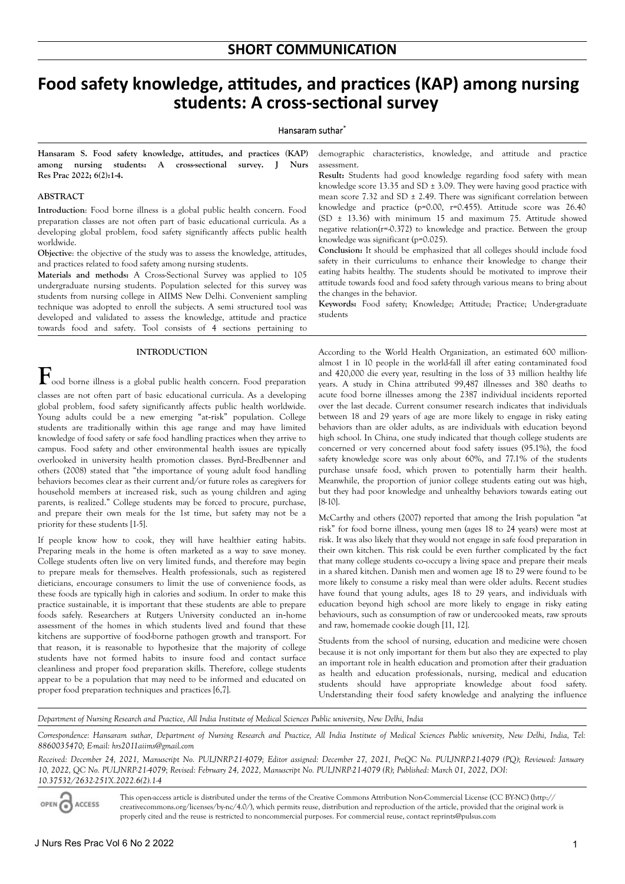SHORT COMMUNICATION

# Food safety knowledge, attitudes, and practices (KAP) among nursing students: A cross-sectional survey

Hansaram suthar*

**Hansaram S. Food safety knowledge, attitudes, and practices (KAP) among nursing students: A cross-sectional survey. J Nurs Res Prac 2022; 6(2):1-4.**

## ABSTRACT

**Introduction**: Food borne illness is a global public health concern. Food preparation classes are not often part of basic educational curricula. As a developing global problem, food safety significantly affects public health worldwide.

**Objective**: the objective of the study was to assess the knowledge, attitudes, and practices related to food safety among nursing students.

**Materials and methods:** A Cross-Sectional Survey was applied to 105 undergraduate nursing students. Population selected for this survey was students from nursing college in AIIMS New Delhi. Convenient sampling technique was adopted to enroll the subjects. A semi structured tool was developed and validated to assess the knowledge, attitude and practice towards food and safety. Tool consists of 4 sections pertaining to demographic characteristics, knowledge, and attitude and practice assessment.

**Result:** Students had good knowledge regarding food safety with mean knowledge score 13.35 and SD ± 3.09. They were having good practice with mean score 7.32 and SD ± 2.49. There was significant correlation between knowledge and practice (p=0.00, r=0.455). Attitude score was 26.40 (SD ± 13.36) with minimum 15 and maximum 75. Attitude showed negative relation(r=-0.372) to knowledge and practice. Between the group knowledge was significant (p=0.025).

**Conclusion:** It should be emphasized that all colleges should include food safety in their curriculums to enhance their knowledge to change their eating habits healthy. The students should be motivated to improve their attitude towards food and food safety through various means to bring about the changes in the behavior.

**Keywords:** Food safety; Knowledge; Attitude; Practice; Under-graduate students

## INTRODUCTION

Food borne illness is a global public health concern. Food preparation classes are not often part of basic educational curricula. As a developing global problem, food safety significantly affects public health worldwide. Young adults could be a new emerging "at-risk" population. College students are traditionally within this age range and may have limited knowledge of food safety or safe food handling practices when they arrive to campus. Food safety and other environmental health issues are typically overlooked in university health promotion classes. Byrd-Bredbenner and others (2008) stated that "the importance of young adult food handling behaviors becomes clear as their current and/or future roles as caregivers for household members at increased risk, such as young children and aging parents, is realized." College students may be forced to procure, purchase, and prepare their own meals for the 1st time, but safety may not be a priority for these students [1-5].

If people know how to cook, they will have healthier eating habits. Preparing meals in the home is often marketed as a way to save money. College students often live on very limited funds, and therefore may begin to prepare meals for themselves. Health professionals, such as registered dieticians, encourage consumers to limit the use of convenience foods, as these foods are typically high in calories and sodium. In order to make this practice sustainable, it is important that these students are able to prepare foods safely. Researchers at Rutgers University conducted an in-home assessment of the homes in which students lived and found that these kitchens are supportive of food-borne pathogen growth and transport. For that reason, it is reasonable to hypothesize that the majority of college students have not formed habits to insure food and contact surface cleanliness and proper food preparation skills. Therefore, college students appear to be a population that may need to be informed and educated on proper food preparation techniques and practices [6,7].

According to the World Health Organization, an estimated 600 million-almost 1 in 10 people in the world-fall ill after eating contaminated food and 420,000 die every year, resulting in the loss of 33 million healthy life years. A study in China attributed 99,487 illnesses and 380 deaths to acute food borne illnesses among the 2387 individual incidents reported over the last decade. Current consumer research indicates that individuals between 18 and 29 years of age are more likely to engage in risky eating behaviors than are older adults, as are individuals with education beyond high school. In China, one study indicated that though college students are concerned or very concerned about food safety issues (95.1%), the food safety knowledge score was only about 60%, and 77.1% of the students purchase unsafe food, which proven to potentially harm their health. Meanwhile, the proportion of junior college students eating out was high, but they had poor knowledge and unhealthy behaviors towards eating out [8-10].

McCarthy and others (2007) reported that among the Irish population "at risk" for food borne illness, young men (ages 18 to 24 years) were most at risk. It was also likely that they would not engage in safe food preparation in their own kitchen. This risk could be even further complicated by the fact that many college students co-occupy a living space and prepare their meals in a shared kitchen. Danish men and women age 18 to 29 were found to be more likely to consume a risky meal than were older adults. Recent studies have found that young adults, ages 18 to 29 years, and individuals with education beyond high school are more likely to engage in risky eating behaviours, such as consumption of raw or undercooked meats, raw sprouts and raw, homemade cookie dough [11, 12].

Students from the school of nursing, education and medicine were chosen because it is not only important for them but also they are expected to play an important role in health education and promotion after their graduation as health and education professionals, nursing, medical and education students should have appropriate knowledge about food safety. Understanding their food safety knowledge and analyzing the influence

*Department of Nursing Research and Practice, All India Institute of Medical Sciences Public university, New Delhi, India*

*Correspondence: Hansaram suthar, Department of Nursing Research and Practice, All India Institute of Medical Sciences Public university, New Delhi, India, Tel: 8860035470; E-mail: hrs2011aiims@gmail.com*

*Received: December 24, 2021, Manuscript No. PULJNRP-21-4079; Editor assigned: December 27, 2021, PreQC No. PULJNRP-21-4079 (PQ); Reviewed: January 10, 2022, QC No. PULJNRP-21-4079; Revised: February 24, 2022, Manuscript No. PULJNRP-21-4079 (R); Published: March 01, 2022, DOI: 10.37532/2632-251X.2022.6(2).1-4*

OPEN ACCESS

This open-access article is distributed under the terms of the Creative Commons Attribution Non-Commercial License (CC BY-NC) (http://creativecommons.org/licenses/by-nc/4.0/), which permits reuse, distribution and reproduction of the article, provided that the original work is properly cited and the reuse is restricted to noncommercial purposes. For commercial reuse, contact reprints@pulsus.com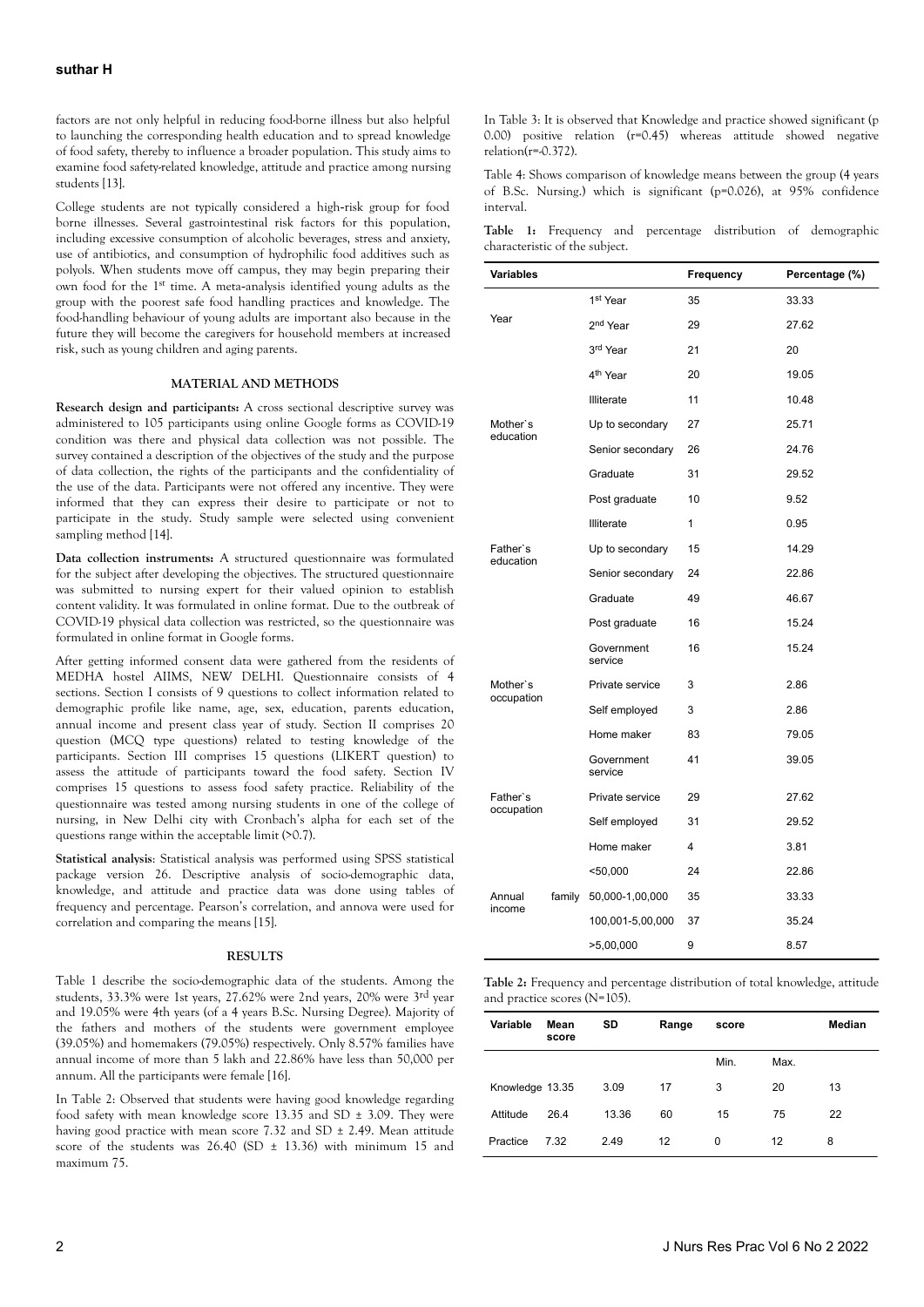factors are not only helpful in reducing food-borne illness but also helpful to launching the corresponding health education and to spread knowledge of food safety, thereby to influence a broader population. This study aims to examine food safety-related knowledge, attitude and practice among nursing students [13].

College students are not typically considered a high-risk group for food borne illnesses. Several gastrointestinal risk factors for this population, including excessive consumption of alcoholic beverages, stress and anxiety, use of antibiotics, and consumption of hydrophilic food additives such as polyols. When students move off campus, they may begin preparing their own food for the 1st time. A meta-analysis identified young adults as the group with the poorest safe food handling practices and knowledge. The food-handling behaviour of young adults are important also because in the future they will become the caregivers for household members at increased risk, such as young children and aging parents.

## MATERIAL AND METHODS

**Research design and participants:** A cross sectional descriptive survey was administered to 105 participants using online Google forms as COVID-19 condition was there and physical data collection was not possible. The survey contained a description of the objectives of the study and the purpose of data collection, the rights of the participants and the confidentiality of the use of the data. Participants were not offered any incentive. They were informed that they can express their desire to participate or not to participate in the study. Study sample were selected using convenient sampling method [14].

**Data collection instruments:** A structured questionnaire was formulated for the subject after developing the objectives. The structured questionnaire was submitted to nursing expert for their valued opinion to establish content validity. It was formulated in online format. Due to the outbreak of COVID-19 physical data collection was restricted, so the questionnaire was formulated in online format in Google forms.

After getting informed consent data were gathered from the residents of MEDHA hostel AIIMS, NEW DELHI. Questionnaire consists of 4 sections. Section I consists of 9 questions to collect information related to demographic profile like name, age, sex, education, parents education, annual income and present class year of study. Section II comprises 20 question (MCQ type questions) related to testing knowledge of the participants. Section III comprises 15 questions (LIKERT question) to assess the attitude of participants toward the food safety. Section IV comprises 15 questions to assess food safety practice. Reliability of the questionnaire was tested among nursing students in one of the college of nursing, in New Delhi city with Cronbach's alpha for each set of the questions range within the acceptable limit (>0.7).

**Statistical analysis**: Statistical analysis was performed using SPSS statistical package version 26. Descriptive analysis of socio-demographic data, knowledge, and attitude and practice data was done using tables of frequency and percentage. Pearson's correlation, and annova were used for correlation and comparing the means [15].

## RESULTS

Table 1 describe the socio-demographic data of the students. Among the students, 33.3% were 1st years, 27.62% were 2nd years, 20% were 3rd year and 19.05% were 4th years (of a 4 years B.Sc. Nursing Degree). Majority of the fathers and mothers of the students were government employee (39.05%) and homemakers (79.05%) respectively. Only 8.57% families have annual income of more than 5 lakh and 22.86% have less than 50,000 per annum. All the participants were female [16].

In Table 2: Observed that students were having good knowledge regarding food safety with mean knowledge score 13.35 and SD ± 3.09. They were having good practice with mean score 7.32 and SD ± 2.49. Mean attitude score of the students was 26.40 (SD ± 13.36) with minimum 15 and maximum 75.

In Table 3: It is observed that Knowledge and practice showed significant (p 0.00) positive relation (r=0.45) whereas attitude showed negative relation(r=-0.372).

Table 4: Shows comparison of knowledge means between the group (4 years of B.Sc. Nursing.) which is significant (p=0.026), at 95% confidence interval.

**Table 1:** Frequency and percentage distribution of demographic characteristic of the subject.

| Variables | | Frequency | Percentage (%) |
|---|---|---|---|
| Year | 1st Year | 35 | 33.33 |
| | 2nd Year | 29 | 27.62 |
| | 3rd Year | 21 | 20 |
| | 4th Year | 20 | 19.05 |
| Mother`s education | Illiterate | 11 | 10.48 |
| | Up to secondary | 27 | 25.71 |
| | Senior secondary | 26 | 24.76 |
| | Graduate | 31 | 29.52 |
| | Post graduate | 10 | 9.52 |
| Father`s education | Illiterate | 1 | 0.95 |
| | Up to secondary | 15 | 14.29 |
| | Senior secondary | 24 | 22.86 |
| | Graduate | 49 | 46.67 |
| | Post graduate | 16 | 15.24 |
| Mother`s occupation | Government service | 16 | 15.24 |
| | Private service | 3 | 2.86 |
| | Self employed | 3 | 2.86 |
| | Home maker | 83 | 79.05 |
| Father`s occupation | Government service | 41 | 39.05 |
| | Private service | 29 | 27.62 |
| | Self employed | 31 | 29.52 |
| | Home maker | 4 | 3.81 |
| Annual family income | <50,000 | 24 | 22.86 |
| | 50,000-1,00,000 | 35 | 33.33 |
| | 100,001-5,00,000 | 37 | 35.24 |
| | >5,00,000 | 9 | 8.57 |

**Table 2:** Frequency and percentage distribution of total knowledge, attitude and practice scores (N=105).

| Variable | Mean score | SD | Range | score | | Median |
|---|---|---|---|---|---|---|
| | | | | Min. | Max. | |
| Knowledge | 13.35 | 3.09 | 17 | 3 | 20 | 13 |
| Attitude | 26.4 | 13.36 | 60 | 15 | 75 | 22 |
| Practice | 7.32 | 2.49 | 12 | 0 | 12 | 8 |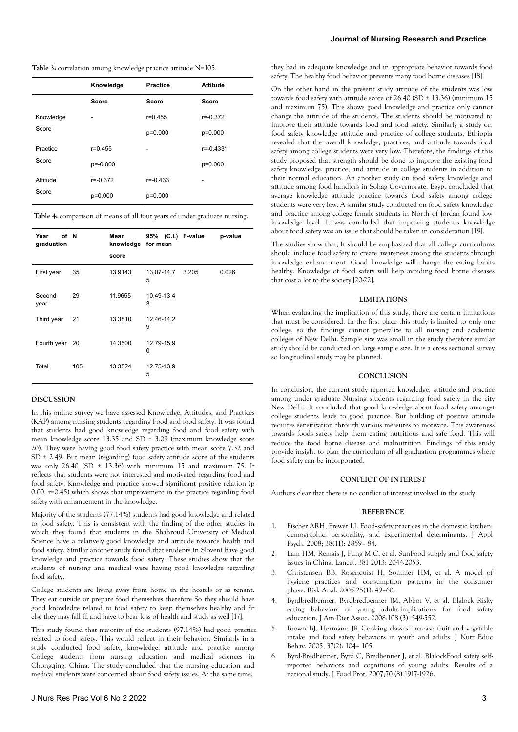**Table 3:** correlation among knowledge practice attitude N=105.

| | Knowledge Score | Practice Score | Attitude Score |
|---|---|---|---|
| Knowledge Score | - | r=0.455<br>p=0.000 | r=-0.372<br>p=0.000 |
| Practice Score | r=0.455<br>p=-0.000 | - | r=-0.433**<br>p=0.000 |
| Attitude Score | r=-0.372<br>p=0.000 | r=-0.433<br>p=0.000 | - |

**Table 4:** comparison of means of all four years of under graduate nursing.

| Year of graduation | N | Mean knowledge score | 95% (C.I.) for mean | F-value | p-value |
|---|---|---|---|---|---|
| First year | 35 | 13.9143 | 13.07-14.75 | 3.205 | 0.026 |
| Second year | 29 | 11.9655 | 10.49-13.43 | | |
| Third year | 21 | 13.3810 | 12.46-14.29 | | |
| Fourth year | 20 | 14.3500 | 12.79-15.90 | | |
| Total | 105 | 13.3524 | 12.75-13.95 | | |

## DISCUSSION

In this online survey we have assessed Knowledge, Attitudes, and Practices (KAP) among nursing students regarding Food and food safety. It was found that students had good knowledge regarding food and food safety with mean knowledge score 13.35 and SD ± 3.09 (maximum knowledge score 20). They were having good food safety practice with mean score 7.32 and SD ± 2.49. But mean (regarding) food safety attitude score of the students was only 26.40 (SD ± 13.36) with minimum 15 and maximum 75. It reflects that students were not interested and motivated regarding food and food safety. Knowledge and practice showed significant positive relation (p 0.00, r=0.45) which shows that improvement in the practice regarding food safety with enhancement in the knowledge.

Majority of the students (77.14%) students had good knowledge and related to food safety. This is consistent with the finding of the other studies in which they found that students in the Shahroud University of Medical Science have a relatively good knowledge and attitude towards health and food safety. Similar another study found that students in Sloveni have good knowledge and practice towards food safety. These studies show that the students of nursing and medical were having good knowledge regarding food safety.

College students are living away from home in the hostels or as tenant. They eat outside or prepare food themselves therefore So they should have good knowledge related to food safety to keep themselves healthy and fit else they may fall ill and have to bear loss of health and study as well [17].

This study found that majority of the students (97.14%) had good practice related to food safety. This would reflect in their behavior. Similarly in a study conducted food safety, knowledge, attitude and practice among College students from nursing education and medical sciences in Chongqing, China. The study concluded that the nursing education and medical students were concerned about food safety issues. At the same time, they had in adequate knowledge and in appropriate behavior towards food safety. The healthy food behavior prevents many food borne diseases [18].

On the other hand in the present study attitude of the students was low towards food safety with attitude score of 26.40 (SD ± 13.36) (minimum 15 and maximum 75). This shows good knowledge and practice only cannot change the attitude of the students. The students should be motivated to improve their attitude towards food and food safety. Similarly a study on food safety knowledge attitude and practice of college students, Ethiopia revealed that the overall knowledge, practices, and attitude towards food safety among college students were very low. Therefore, the findings of this study proposed that strength should be done to improve the existing food safety knowledge, practice, and attitude in college students in addition to their normal education. An another study on food safety knowledge and attitude among food handlers in Sohag Governorate, Egypt concluded that average knowledge attitude practice towards food safety among college students were very low. A similar study conducted on food safety knowledge and practice among college female students in North of Jordan found low knowledge level. It was concluded that improving student's knowledge about food safety was an issue that should be taken in consideration [19].

The studies show that, It should be emphasized that all college curriculums should include food safety to create awareness among the students through knowledge enhancement. Good knowledge will change the eating habits healthy. Knowledge of food safety will help avoiding food borne diseases that cost a lot to the society [20-22].

## LIMITATIONS

When evaluating the implication of this study, there are certain limitations that must be considered. In the first place this study is limited to only one college, so the findings cannot generalize to all nursing and academic colleges of New Delhi. Sample size was small in the study therefore similar study should be conducted on large sample size. It is a cross sectional survey so longitudinal study may be planned.

## CONCLUSION

In conclusion, the current study reported knowledge, attitude and practice among under graduate Nursing students regarding food safety in the city New Delhi. It concluded that good knowledge about food safety amongst college students leads to good practice. But building of positive attitude requires sensitization through various measures to motivate. This awareness towards foods safety help them eating nutritious and safe food. This will reduce the food borne disease and malnutrition. Findings of this study provide insight to plan the curriculum of all graduation programmes where food safety can be incorporated.

## CONFLICT OF INTEREST

Authors clear that there is no conflict of interest involved in the study.

## REFERENCE

1. Fischer ARH, Frewer LJ. Food-safety practices in the domestic kitchen: demographic, personality, and experimental determinants. J Appl Psych. 2008; 38(11): 2859– 84.
2. Lam HM, Remais J, Fung M C, et al. SunFood supply and food safety issues in China. Lancet. 381 2013: 2044-2053.
3. Christensen BB, Rosenquist H, Sommer HM, et al. A model of hygiene practices and consumption patterns in the consumer phase. Risk Anal. 2005;25(1): 49–60.
4. Byrdbredbenner, Byrdbredbenner JM, Abbot V, et al. Blalock Risky eating behaviors of young adults-implications for food safety education. J Am Diet Assoc. 2008;108 (3): 549-552.
5. Brown BJ, Hermann JR Cooking classes increase fruit and vegetable intake and food safety behaviors in youth and adults. J Nutr Educ Behav. 2005; 37(2): 104– 105.
6. Byrd-Bredbenner, Byrd C, Bredbenner J, et al. BlalockFood safety self-reported behaviors and cognitions of young adults: Results of a national study. J Food Prot. 2007;70 (8):1917-1926.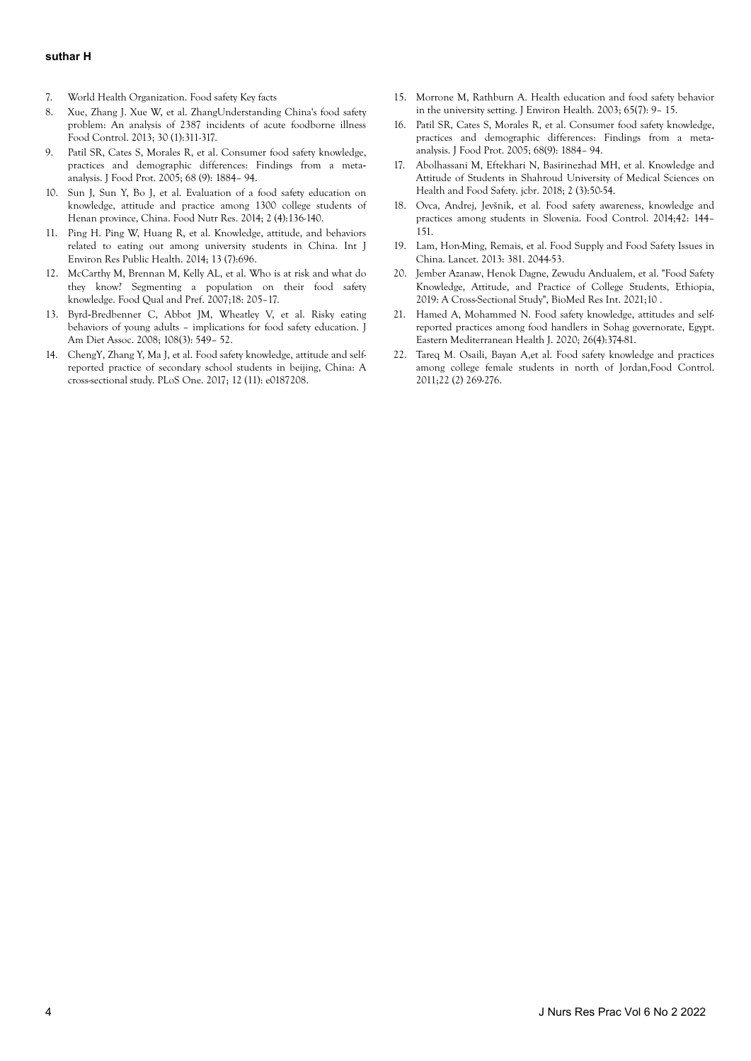7. World Health Organization. Food safety Key facts
8. Xue, Zhang J. Xue W, et al. ZhangUnderstanding China's food safety problem: An analysis of 2387 incidents of acute foodborne illness Food Control. 2013; 30 (1):311-317.
9. Patil SR, Cates S, Morales R, et al. Consumer food safety knowledge, practices and demographic differences: Findings from a meta-analysis. J Food Prot. 2005; 68 (9): 1884– 94.
10. Sun J, Sun Y, Bo J, et al. Evaluation of a food safety education on knowledge, attitude and practice among 1300 college students of Henan province, China. Food Nutr Res. 2014; 2 (4):136-140.
11. Ping H. Ping W, Huang R, et al. Knowledge, attitude, and behaviors related to eating out among university students in China. Int J Environ Res Public Health. 2014; 13 (7):696.
12. McCarthy M, Brennan M, Kelly AL, et al. Who is at risk and what do they know? Segmenting a population on their food safety knowledge. Food Qual and Pref. 2007;18: 205–17.
13. Byrd-Bredbenner C, Abbot JM, Wheatley V, et al. Risky eating behaviors of young adults – implications for food safety education. J Am Diet Assoc. 2008; 108(3): 549– 52.
14. ChengY, Zhang Y, Ma J, et al. Food safety knowledge, attitude and self-reported practice of secondary school students in beijing, China: A cross-sectional study. PLoS One. 2017; 12 (11): e0187208.
15. Morrone M, Rathburn A. Health education and food safety behavior in the university setting. J Environ Health. 2003; 65(7): 9– 15.
16. Patil SR, Cates S, Morales R, et al. Consumer food safety knowledge, practices and demographic differences: Findings from a meta-analysis. J Food Prot. 2005; 68(9): 1884– 94.
17. Abolhassani M, Eftekhari N, Basirinezhad MH, et al. Knowledge and Attitude of Students in Shahroud University of Medical Sciences on Health and Food Safety. jcbr. 2018; 2 (3):50-54.
18. Ovca, Andrej, Jevšnik, et al. Food safety awareness, knowledge and practices among students in Slovenia. Food Control. 2014;42: 144–151.
19. Lam, Hon-Ming, Remais, et al. Food Supply and Food Safety Issues in China. Lancet. 2013: 381. 2044-53.
20. Jember Azanaw, Henok Dagne, Zewudu Andualem, et al. "Food Safety Knowledge, Attitude, and Practice of College Students, Ethiopia, 2019: A Cross-Sectional Study", BioMed Res Int. 2021;10 .
21. Hamed A, Mohammed N. Food safety knowledge, attitudes and self-reported practices among food handlers in Sohag governorate, Egypt. Eastern Mediterranean Health J. 2020; 26(4):374-81.
22. Tareq M. Osaili, Bayan A,et al. Food safety knowledge and practices among college female students in north of Jordan,Food Control. 2011;22 (2) 269-276.